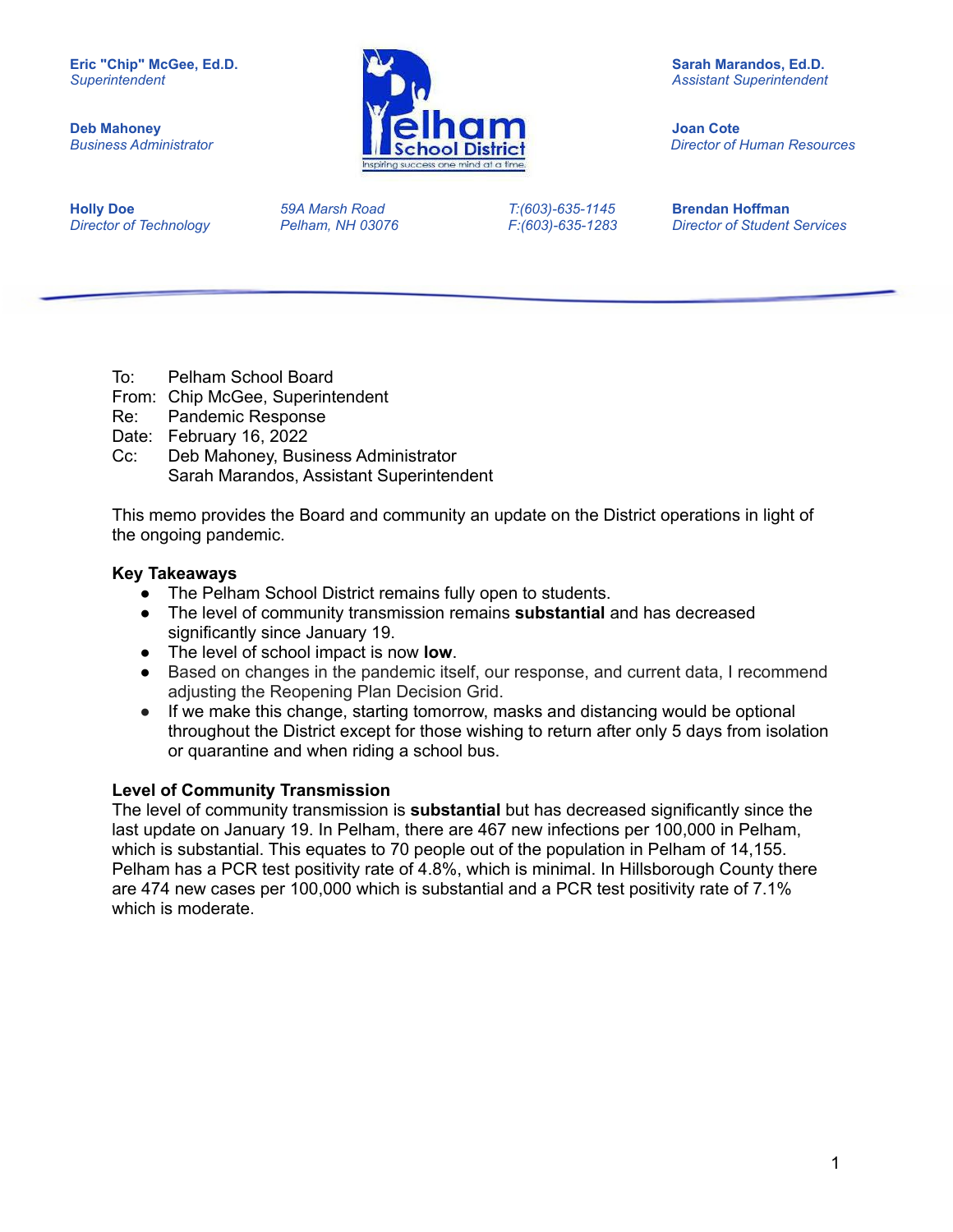**Eric "Chip" McGee, Ed.D.**
*Superintendent*

**Deb Mahoney**
*Business Administrator*

**Sarah Marandos, Ed.D.**
*Assistant Superintendent*

**Joan Cote**
*Director of Human Resources*

**Holly Doe**
*Director of Technology*

*59A Marsh Road*
*Pelham, NH 03076*

*T:(603)-635-1145*
*F:(603)-635-1283*

**Brendan Hoffman**
*Director of Student Services*

---

To: Pelham School Board
From: Chip McGee, Superintendent
Re: Pandemic Response
Date: February 16, 2022
Cc: Deb Mahoney, Business Administrator
Sarah Marandos, Assistant Superintendent

This memo provides the Board and community an update on the District operations in light of the ongoing pandemic.

**Key Takeaways**

- The Pelham School District remains fully open to students.
- The level of community transmission remains **substantial** and has decreased significantly since January 19.
- The level of school impact is now **low**.
- Based on changes in the pandemic itself, our response, and current data, I recommend adjusting the Reopening Plan Decision Grid.
- If we make this change, starting tomorrow, masks and distancing would be optional throughout the District except for those wishing to return after only 5 days from isolation or quarantine and when riding a school bus.

**Level of Community Transmission**

The level of community transmission is **substantial** but has decreased significantly since the last update on January 19. In Pelham, there are 467 new infections per 100,000 in Pelham, which is substantial. This equates to 70 people out of the population in Pelham of 14,155. Pelham has a PCR test positivity rate of 4.8%, which is minimal. In Hillsborough County there are 474 new cases per 100,000 which is substantial and a PCR test positivity rate of 7.1% which is moderate.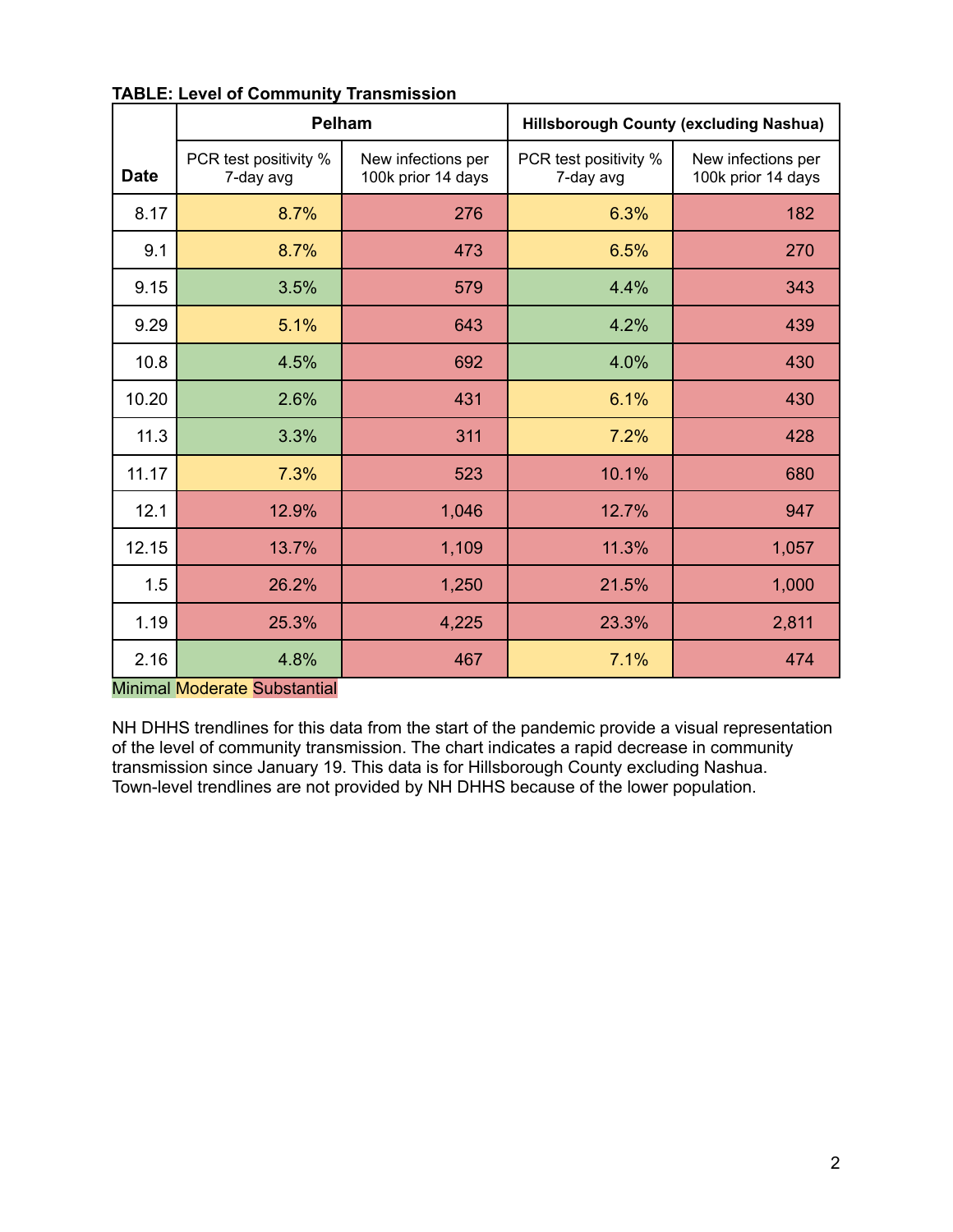**TABLE: Level of Community Transmission**

| Date | Pelham | | Hillsborough County (excluding Nashua) | |
|---|---|---|---|---|
| | PCR test positivity % 7-day avg | New infections per 100k prior 14 days | PCR test positivity % 7-day avg | New infections per 100k prior 14 days |
| 8.17 | 8.7% | 276 | 6.3% | 182 |
| 9.1 | 8.7% | 473 | 6.5% | 270 |
| 9.15 | 3.5% | 579 | 4.4% | 343 |
| 9.29 | 5.1% | 643 | 4.2% | 439 |
| 10.8 | 4.5% | 692 | 4.0% | 430 |
| 10.20 | 2.6% | 431 | 6.1% | 430 |
| 11.3 | 3.3% | 311 | 7.2% | 428 |
| 11.17 | 7.3% | 523 | 10.1% | 680 |
| 12.1 | 12.9% | 1,046 | 12.7% | 947 |
| 12.15 | 13.7% | 1,109 | 11.3% | 1,057 |
| 1.5 | 26.2% | 1,250 | 21.5% | 1,000 |
| 1.19 | 25.3% | 4,225 | 23.3% | 2,811 |
| 2.16 | 4.8% | 467 | 7.1% | 474 |

Minimal Moderate Substantial

NH DHHS trendlines for this data from the start of the pandemic provide a visual representation of the level of community transmission. The chart indicates a rapid decrease in community transmission since January 19. This data is for Hillsborough County excluding Nashua. Town-level trendlines are not provided by NH DHHS because of the lower population.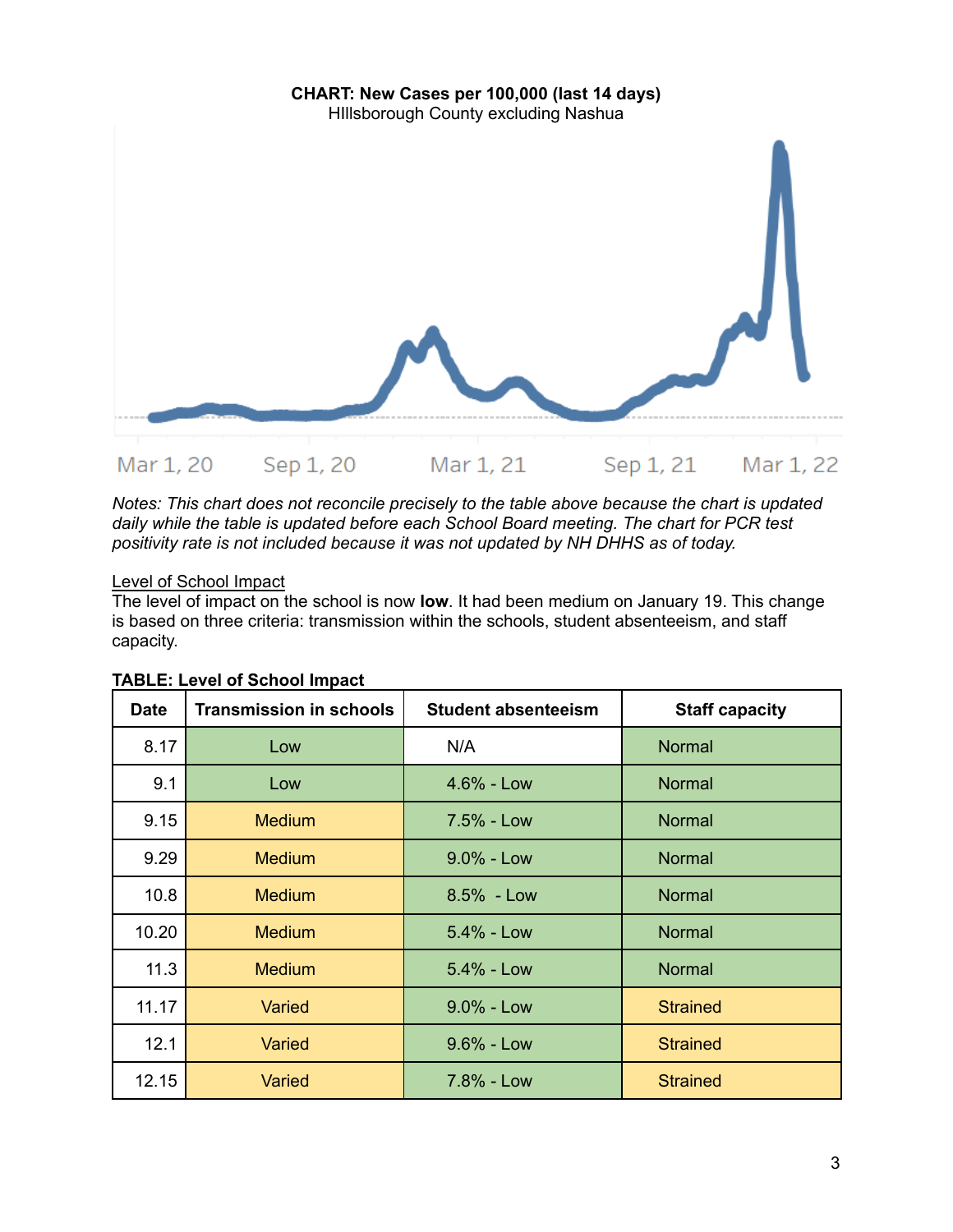**CHART: New Cases per 100,000 (last 14 days)**
HIllsborough County excluding Nashua

Mar 1, 20 | Sep 1, 20 | Mar 1, 21 | Sep 1, 21 | Mar 1, 22

*Notes: This chart does not reconcile precisely to the table above because the chart is updated daily while the table is updated before each School Board meeting. The chart for PCR test positivity rate is not included because it was not updated by NH DHHS as of today.*

## Level of School Impact

The level of impact on the school is now **low**. It had been medium on January 19. This change is based on three criteria: transmission within the schools, student absenteeism, and staff capacity.

**TABLE: Level of School Impact**

| Date | Transmission in schools | Student absenteeism | Staff capacity |
|---|---|---|---|
| 8.17 | Low | N/A | Normal |
| 9.1 | Low | 4.6% - Low | Normal |
| 9.15 | Medium | 7.5% - Low | Normal |
| 9.29 | Medium | 9.0% - Low | Normal |
| 10.8 | Medium | 8.5% - Low | Normal |
| 10.20 | Medium | 5.4% - Low | Normal |
| 11.3 | Medium | 5.4% - Low | Normal |
| 11.17 | Varied | 9.0% - Low | Strained |
| 12.1 | Varied | 9.6% - Low | Strained |
| 12.15 | Varied | 7.8% - Low | Strained |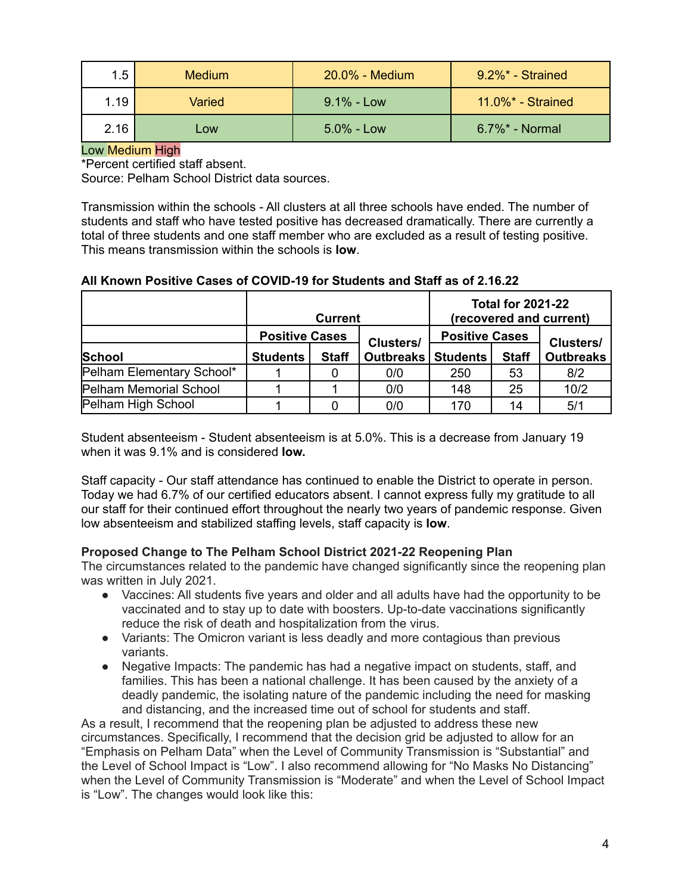| 1.5 | Medium | 20.0% - Medium | 9.2%* - Strained |
|---|---|---|---|
| 1.19 | Varied | 9.1% - Low | 11.0%* - Strained |
| 2.16 | Low | 5.0% - Low | 6.7%* - Normal |

Low Medium High

*Percent certified staff absent.

Source: Pelham School District data sources.

Transmission within the schools - All clusters at all three schools have ended. The number of students and staff who have tested positive has decreased dramatically. There are currently a total of three students and one staff member who are excluded as a result of testing positive. This means transmission within the schools is **low**.

**All Known Positive Cases of COVID-19 for Students and Staff as of 2.16.22**

| | Current | | | Total for 2021-22 (recovered and current) | | |
|---|---|---|---|---|---|---|
| | Positive Cases | | Clusters/ Outbreaks | Positive Cases | | Clusters/ Outbreaks |
| School | Students | Staff | | Students | Staff | |
| Pelham Elementary School* | 1 | 0 | 0/0 | 250 | 53 | 8/2 |
| Pelham Memorial School | 1 | 1 | 0/0 | 148 | 25 | 10/2 |
| Pelham High School | 1 | 0 | 0/0 | 170 | 14 | 5/1 |

Student absenteeism - Student absenteeism is at 5.0%. This is a decrease from January 19 when it was 9.1% and is considered **low.**

Staff capacity - Our staff attendance has continued to enable the District to operate in person. Today we had 6.7% of our certified educators absent. I cannot express fully my gratitude to all our staff for their continued effort throughout the nearly two years of pandemic response. Given low absenteeism and stabilized staffing levels, staff capacity is **low**.

**Proposed Change to The Pelham School District 2021-22 Reopening Plan**

The circumstances related to the pandemic have changed significantly since the reopening plan was written in July 2021.

- Vaccines: All students five years and older and all adults have had the opportunity to be vaccinated and to stay up to date with boosters. Up-to-date vaccinations significantly reduce the risk of death and hospitalization from the virus.
- Variants: The Omicron variant is less deadly and more contagious than previous variants.
- Negative Impacts: The pandemic has had a negative impact on students, staff, and families. This has been a national challenge. It has been caused by the anxiety of a deadly pandemic, the isolating nature of the pandemic including the need for masking and distancing, and the increased time out of school for students and staff.

As a result, I recommend that the reopening plan be adjusted to address these new circumstances. Specifically, I recommend that the decision grid be adjusted to allow for an "Emphasis on Pelham Data" when the Level of Community Transmission is "Substantial" and the Level of School Impact is "Low". I also recommend allowing for "No Masks No Distancing" when the Level of Community Transmission is "Moderate" and when the Level of School Impact is "Low". The changes would look like this: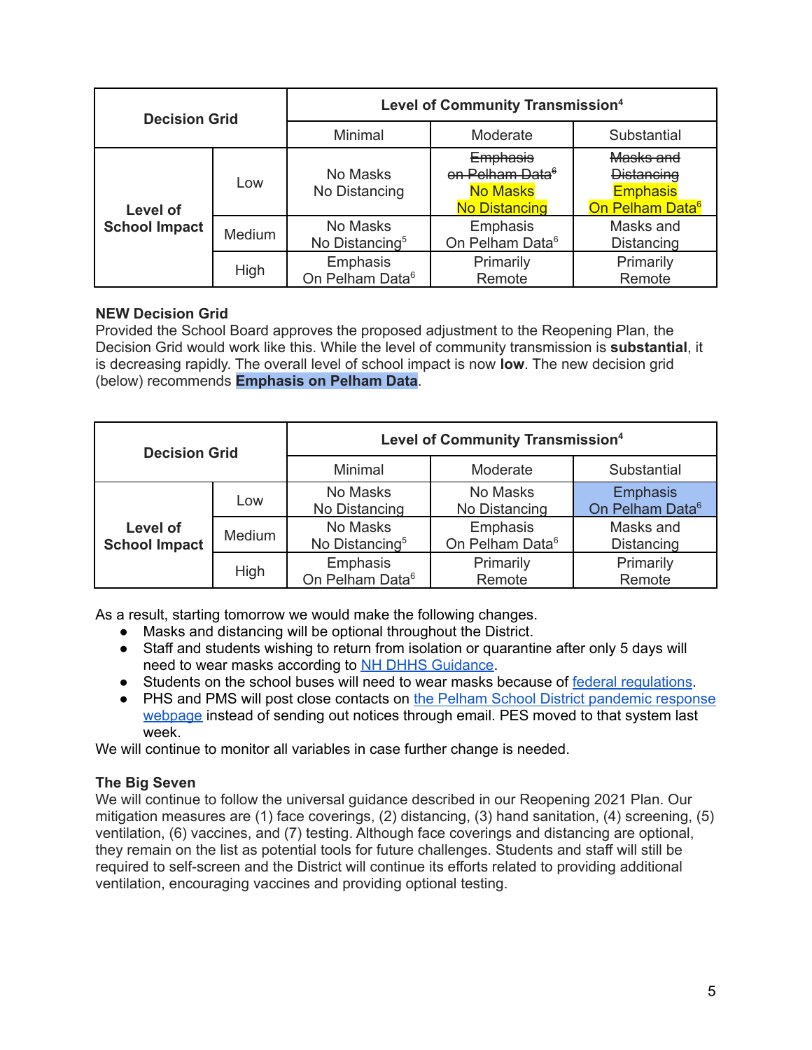| Decision Grid | | Level of Community Transmission[4] | | |
|---|---|---|---|---|
| | | Minimal | Moderate | Substantial |
| Level of School Impact | Low | No Masks No Distancing | ~~Emphasis on Pelham Data[6]~~ No Masks No Distancing | ~~Masks and Distancing~~ Emphasis On Pelham Data[6] |
| | Medium | No Masks No Distancing[5] | Emphasis On Pelham Data[6] | Masks and Distancing |
| | High | Emphasis On Pelham Data[6] | Primarily Remote | Primarily Remote |

**NEW Decision Grid**
Provided the School Board approves the proposed adjustment to the Reopening Plan, the Decision Grid would work like this. While the level of community transmission is **substantial**, it is decreasing rapidly. The overall level of school impact is now **low**. The new decision grid (below) recommends **Emphasis on Pelham Data**.

| Decision Grid | | Level of Community Transmission[4] | | |
|---|---|---|---|---|
| | | Minimal | Moderate | Substantial |
| Level of School Impact | Low | No Masks No Distancing | No Masks No Distancing | Emphasis On Pelham Data[6] |
| | Medium | No Masks No Distancing[5] | Emphasis On Pelham Data[6] | Masks and Distancing |
| | High | Emphasis On Pelham Data[6] | Primarily Remote | Primarily Remote |

As a result, starting tomorrow we would make the following changes.

- Masks and distancing will be optional throughout the District.
- Staff and students wishing to return from isolation or quarantine after only 5 days will need to wear masks according to NH DHHS Guidance.
- Students on the school buses will need to wear masks because of federal regulations.
- PHS and PMS will post close contacts on the Pelham School District pandemic response webpage instead of sending out notices through email. PES moved to that system last week.

We will continue to monitor all variables in case further change is needed.

**The Big Seven**
We will continue to follow the universal guidance described in our Reopening 2021 Plan. Our mitigation measures are (1) face coverings, (2) distancing, (3) hand sanitation, (4) screening, (5) ventilation, (6) vaccines, and (7) testing. Although face coverings and distancing are optional, they remain on the list as potential tools for future challenges. Students and staff will still be required to self-screen and the District will continue its efforts related to providing additional ventilation, encouraging vaccines and providing optional testing.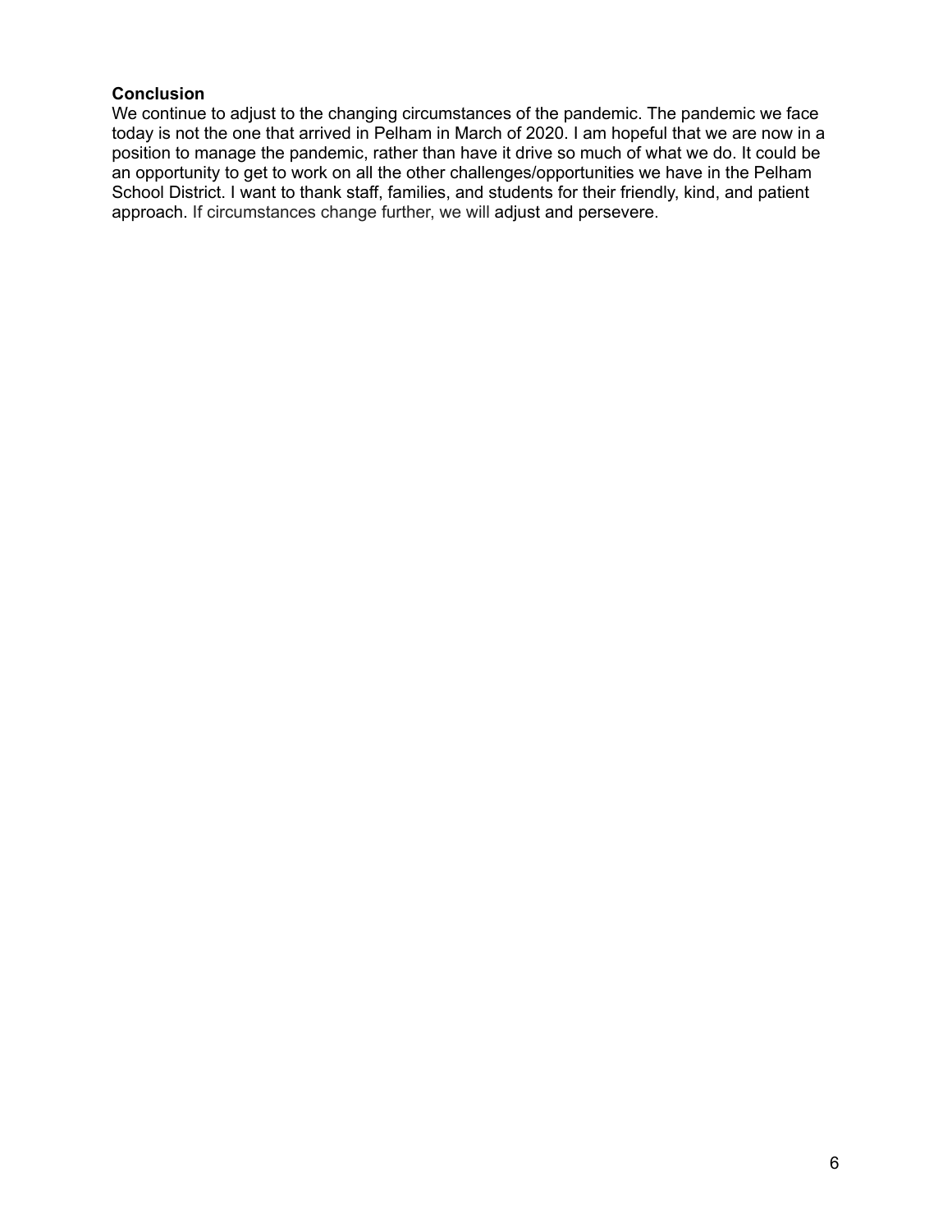**Conclusion**

We continue to adjust to the changing circumstances of the pandemic. The pandemic we face today is not the one that arrived in Pelham in March of 2020. I am hopeful that we are now in a position to manage the pandemic, rather than have it drive so much of what we do. It could be an opportunity to get to work on all the other challenges/opportunities we have in the Pelham School District. I want to thank staff, families, and students for their friendly, kind, and patient approach. If circumstances change further, we will adjust and persevere.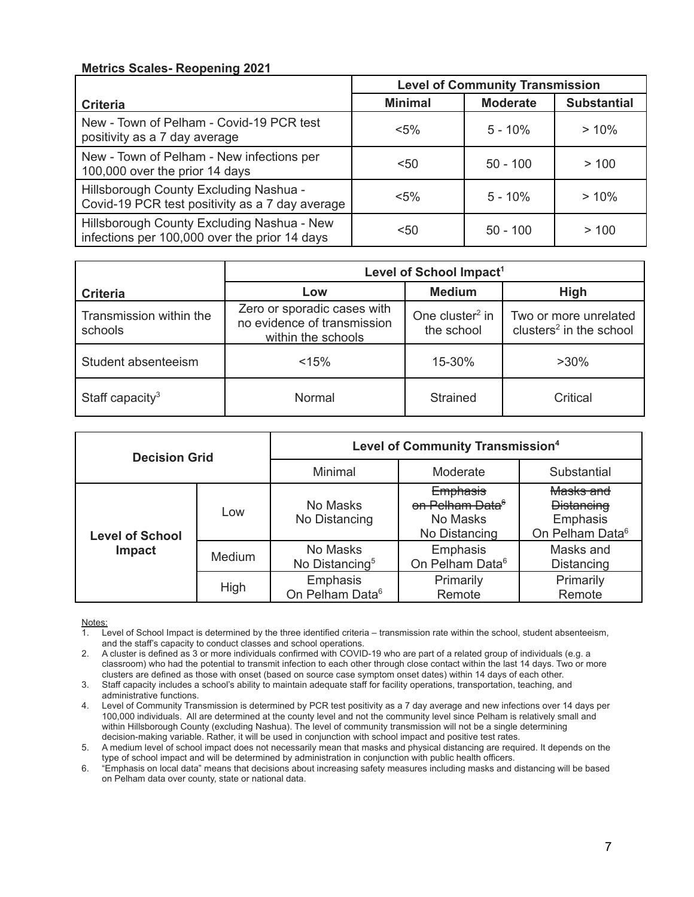**Metrics Scales- Reopening 2021**

| Criteria | Level of Community Transmission | | |
| --- | --- | --- | --- |
| | Minimal | Moderate | Substantial |
| New - Town of Pelham - Covid-19 PCR test positivity as a 7 day average | <5% | 5 - 10% | > 10% |
| New - Town of Pelham - New infections per 100,000 over the prior 14 days | <50 | 50 - 100 | > 100 |
| Hillsborough County Excluding Nashua - Covid-19 PCR test positivity as a 7 day average | <5% | 5 - 10% | > 10% |
| Hillsborough County Excluding Nashua - New infections per 100,000 over the prior 14 days | <50 | 50 - 100 | > 100 |

| Criteria | Level of School Impact[1] | | |
| --- | --- | --- | --- |
| | Low | Medium | High |
| Transmission within the schools | Zero or sporadic cases with no evidence of transmission within the schools | One cluster[2] in the school | Two or more unrelated clusters[2] in the school |
| Student absenteeism | <15% | 15-30% | >30% |
| Staff capacity[3] | Normal | Strained | Critical |

| Decision Grid | | Level of Community Transmission[4] | | |
| --- | --- | --- | --- | --- |
| | | Minimal | Moderate | Substantial |
| Level of School Impact | Low | No Masks No Distancing | ~~Emphasis on Pelham Data[6]~~ No Masks No Distancing | ~~Masks and Distancing~~ Emphasis On Pelham Data[6] |
| | Medium | No Masks No Distancing[5] | Emphasis On Pelham Data[6] | Masks and Distancing |
| | High | Emphasis On Pelham Data[6] | Primarily Remote | Primarily Remote |

Notes:

1. Level of School Impact is determined by the three identified criteria – transmission rate within the school, student absenteeism, and the staff's capacity to conduct classes and school operations.
2. A cluster is defined as 3 or more individuals confirmed with COVID-19 who are part of a related group of individuals (e.g. a classroom) who had the potential to transmit infection to each other through close contact within the last 14 days. Two or more clusters are defined as those with onset (based on source case symptom onset dates) within 14 days of each other.
3. Staff capacity includes a school's ability to maintain adequate staff for facility operations, transportation, teaching, and administrative functions.
4. Level of Community Transmission is determined by PCR test positivity as a 7 day average and new infections over 14 days per 100,000 individuals. All are determined at the county level and not the community level since Pelham is relatively small and within Hillsborough County (excluding Nashua). The level of community transmission will not be a single determining decision-making variable. Rather, it will be used in conjunction with school impact and positive test rates.
5. A medium level of school impact does not necessarily mean that masks and physical distancing are required. It depends on the type of school impact and will be determined by administration in conjunction with public health officers.
6. "Emphasis on local data" means that decisions about increasing safety measures including masks and distancing will be based on Pelham data over county, state or national data.